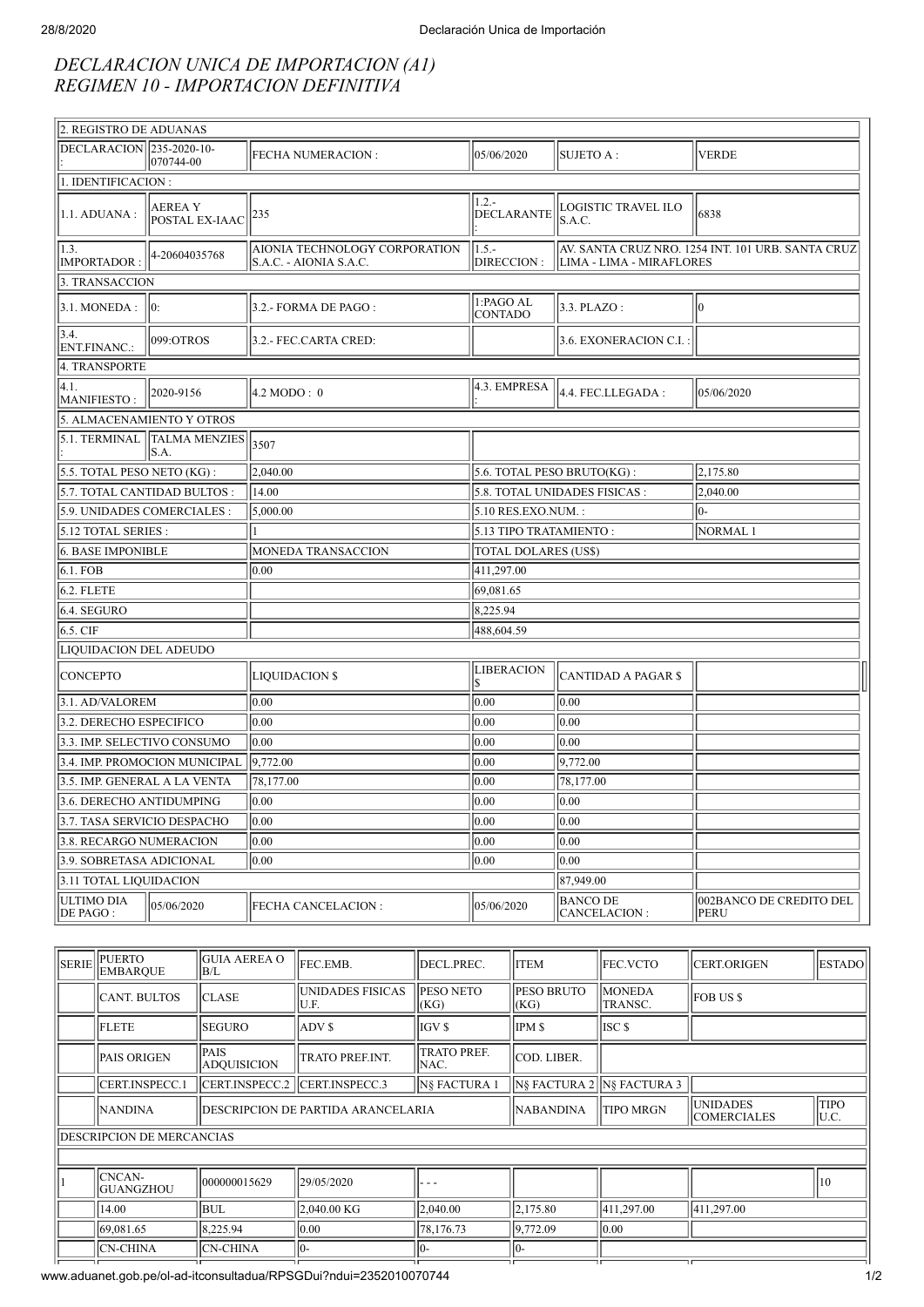*DECLARACION UNICA DE IMPORTACION (A1)*
*REGIMEN 10 - IMPORTACION DEFINITIVA*

| 2. REGISTRO DE ADUANAS | | | | | |
|---|---|---|---|---|---|
| DECLARACION : | 235-2020-10-070744-00 | FECHA NUMERACION : | 05/06/2020 | SUJETO A : | VERDE |
| 1. IDENTIFICACION : | | | | | |
| 1.1. ADUANA : | AEREA Y POSTAL EX-IAAC | 235 | 1.2.- DECLARANTE : | LOGISTIC TRAVEL ILO S.A.C. | 6838 |
| 1.3. IMPORTADOR : | 4-20604035768 | AIONIA TECHNOLOGY CORPORATION S.A.C. - AIONIA S.A.C. | 1.5.- DIRECCION : | AV. SANTA CRUZ NRO. 1254 INT. 101 URB. SANTA CRUZ LIMA - LIMA - MIRAFLORES | |
| 3. TRANSACCION | | | | | |
| 3.1. MONEDA : | 0: | 3.2.- FORMA DE PAGO : | 1:PAGO AL CONTADO | 3.3. PLAZO : | 0 |
| 3.4. ENT.FINANC.: | 099:OTROS | 3.2.- FEC.CARTA CRED: | | 3.6. EXONERACION C.I. : | |
| 4. TRANSPORTE | | | | | |
| 4.1. MANIFIESTO : | 2020-9156 | 4.2 MODO : 0 | 4.3. EMPRESA : | 4.4. FEC.LLEGADA : | 05/06/2020 |
| 5. ALMACENAMIENTO Y OTROS | | | | | |
| 5.1. TERMINAL : | TALMA MENZIES S.A. | 3507 | | | |
| 5.5. TOTAL PESO NETO (KG) : | | 2,040.00 | 5.6. TOTAL PESO BRUTO(KG) : | | 2,175.80 |
| 5.7. TOTAL CANTIDAD BULTOS : | | 14.00 | 5.8. TOTAL UNIDADES FISICAS : | | 2,040.00 |
| 5.9. UNIDADES COMERCIALES : | | 5,000.00 | 5.10 RES.EXO.NUM. : | | 0- |
| 5.12 TOTAL SERIES : | | 1 | 5.13 TIPO TRATAMIENTO : | | NORMAL 1 |
| 6. BASE IMPONIBLE | | MONEDA TRANSACCION | TOTAL DOLARES (US$) | | |
| 6.1. FOB | | 0.00 | 411,297.00 | | |
| 6.2. FLETE | | | 69,081.65 | | |
| 6.4. SEGURO | | | 8,225.94 | | |
| 6.5. CIF | | | 488,604.59 | | |

| LIQUIDACION DEL ADEUDO | | | | |
|---|---|---|---|---|
| CONCEPTO | LIQUIDACION $ | LIBERACION $ | CANTIDAD A PAGAR $ | |
| 3.1. AD/VALOREM | 0.00 | 0.00 | 0.00 | |
| 3.2. DERECHO ESPECIFICO | 0.00 | 0.00 | 0.00 | |
| 3.3. IMP. SELECTIVO CONSUMO | 0.00 | 0.00 | 0.00 | |
| 3.4. IMP. PROMOCION MUNICIPAL | 9,772.00 | 0.00 | 9,772.00 | |
| 3.5. IMP. GENERAL A LA VENTA | 78,177.00 | 0.00 | 78,177.00 | |
| 3.6. DERECHO ANTIDUMPING | 0.00 | 0.00 | 0.00 | |
| 3.7. TASA SERVICIO DESPACHO | 0.00 | 0.00 | 0.00 | |
| 3.8. RECARGO NUMERACION | 0.00 | 0.00 | 0.00 | |
| 3.9. SOBRETASA ADICIONAL | 0.00 | 0.00 | 0.00 | |
| 3.11 TOTAL LIQUIDACION | | | 87,949.00 | |
| ULTIMO DIA DE PAGO : 05/06/2020 | FECHA CANCELACION : | 05/06/2020 | BANCO DE CANCELACION : | 002BANCO DE CREDITO DEL PERU |

| SERIE | PUERTO EMBARQUE | GUIA AEREA O B/L | FEC.EMB. | DECL.PREC. | ITEM | FEC.VCTO | CERT.ORIGEN | ESTADO |
|---|---|---|---|---|---|---|---|---|
| | CANT. BULTOS | CLASE | UNIDADES FISICAS U.F. | PESO NETO (KG) | PESO BRUTO (KG) | MONEDA TRANSC. | FOB US $ | |
| | FLETE | SEGURO | ADV $ | IGV $ | IPM $ | ISC $ | | |
| | PAIS ORIGEN | PAIS ADQUISICION | TRATO PREF.INT. | TRATO PREF. NAC. | COD. LIBER. | | | |
| | CERT.INSPECC.1 | CERT.INSPECC.2 | CERT.INSPECC.3 | N§ FACTURA 1 | N§ FACTURA 2 | N§ FACTURA 3 | | |
| | NANDINA | DESCRIPCION DE PARTIDA ARANCELARIA | | | NABANDINA | TIPO MRGN | UNIDADES COMERCIALES | TIPO U.C. |
| DESCRIPCION DE MERCANCIAS | | | | | | | | |
| 1 | CNCAN-GUANGZHOU | 000000015629 | 29/05/2020 | - - - | | | | 10 |
| | 14.00 | BUL | 2,040.00 KG | 2,040.00 | 2,175.80 | 411,297.00 | 411,297.00 | |
| | 69,081.65 | 8,225.94 | 0.00 | 78,176.73 | 9,772.09 | 0.00 | | |
| | CN-CHINA | CN-CHINA | 0- | 0- | 0- | | | |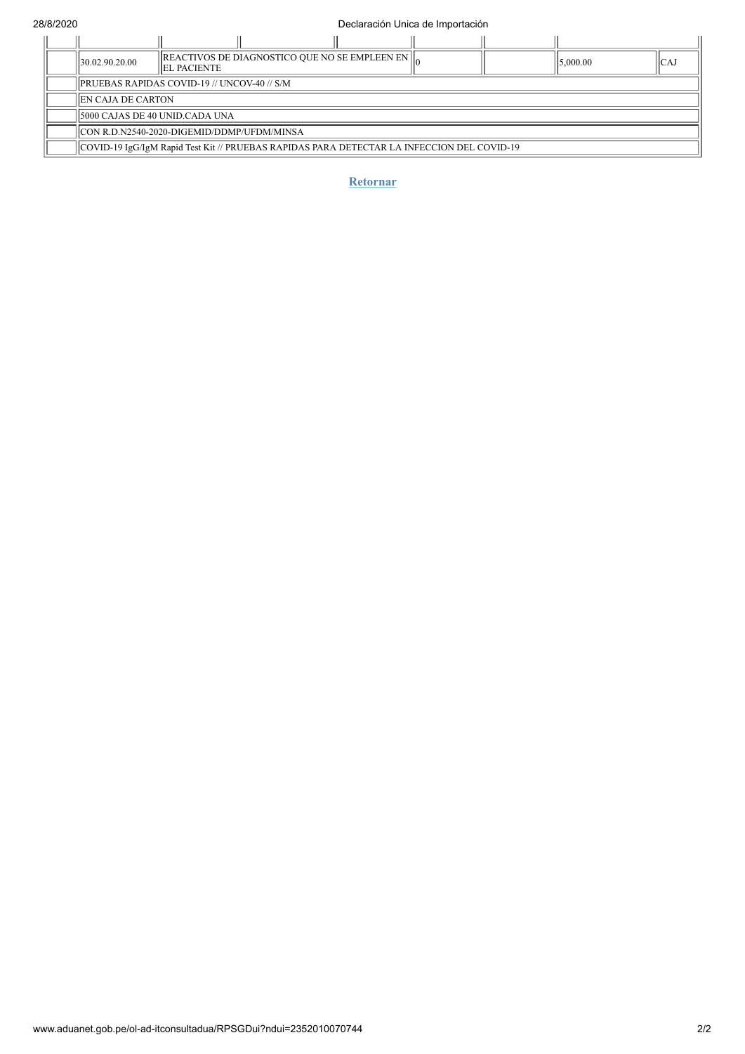| | | | | | | | | | |
|---|---|---|---|---|---|---|---|---|---|
| | | | | | | | | | |
| | 30.02.90.20.00 | REACTIVOS DE DIAGNOSTICO QUE NO SE EMPLEEN EN EL PACIENTE | | | 0 | | | 5,000.00 | CAJ |
| | PRUEBAS RAPIDAS COVID-19 // UNCOV-40 // S/M | | | | | | | | |
| | EN CAJA DE CARTON | | | | | | | | |
| | 5000 CAJAS DE 40 UNID.CADA UNA | | | | | | | | |
| | CON R.D.N2540-2020-DIGEMID/DDMP/UFDM/MINSA | | | | | | | | |
| | COVID-19 IgG/IgM Rapid Test Kit // PRUEBAS RAPIDAS PARA DETECTAR LA INFECCION DEL COVID-19 | | | | | | | | |

**Retornar**